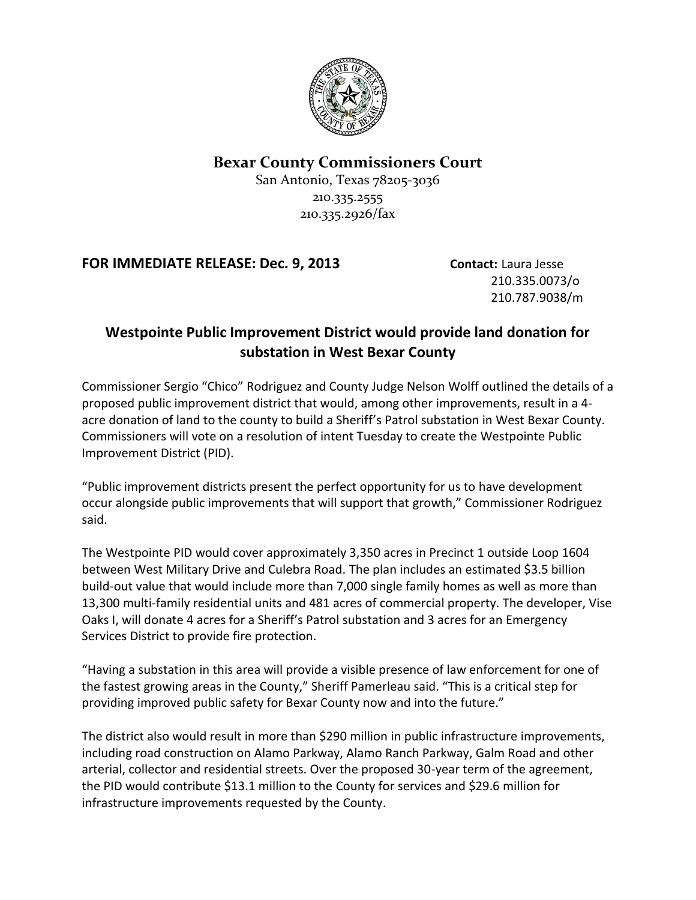# Bexar County Commissioners Court

San Antonio, Texas 78205-3036
210.335.2555
210.335.2926/fax

**FOR IMMEDIATE RELEASE: Dec. 9, 2013**

**Contact:** Laura Jesse
210.335.0073/o
210.787.9038/m

## Westpointe Public Improvement District would provide land donation for substation in West Bexar County

Commissioner Sergio "Chico" Rodriguez and County Judge Nelson Wolff outlined the details of a proposed public improvement district that would, among other improvements, result in a 4-acre donation of land to the county to build a Sheriff's Patrol substation in West Bexar County. Commissioners will vote on a resolution of intent Tuesday to create the Westpointe Public Improvement District (PID).

"Public improvement districts present the perfect opportunity for us to have development occur alongside public improvements that will support that growth," Commissioner Rodriguez said.

The Westpointe PID would cover approximately 3,350 acres in Precinct 1 outside Loop 1604 between West Military Drive and Culebra Road. The plan includes an estimated $3.5 billion build-out value that would include more than 7,000 single family homes as well as more than 13,300 multi-family residential units and 481 acres of commercial property. The developer, Vise Oaks I, will donate 4 acres for a Sheriff's Patrol substation and 3 acres for an Emergency Services District to provide fire protection.

"Having a substation in this area will provide a visible presence of law enforcement for one of the fastest growing areas in the County," Sheriff Pamerleau said. "This is a critical step for providing improved public safety for Bexar County now and into the future."

The district also would result in more than $290 million in public infrastructure improvements, including road construction on Alamo Parkway, Alamo Ranch Parkway, Galm Road and other arterial, collector and residential streets. Over the proposed 30-year term of the agreement, the PID would contribute $13.1 million to the County for services and $29.6 million for infrastructure improvements requested by the County.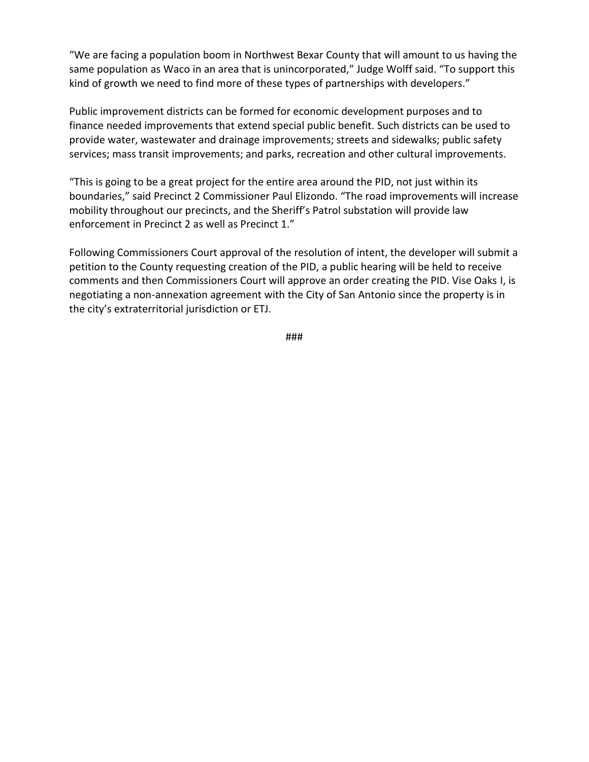“We are facing a population boom in Northwest Bexar County that will amount to us having the same population as Waco in an area that is unincorporated,” Judge Wolff said. “To support this kind of growth we need to find more of these types of partnerships with developers.”

Public improvement districts can be formed for economic development purposes and to finance needed improvements that extend special public benefit. Such districts can be used to provide water, wastewater and drainage improvements; streets and sidewalks; public safety services; mass transit improvements; and parks, recreation and other cultural improvements.

“This is going to be a great project for the entire area around the PID, not just within its boundaries,” said Precinct 2 Commissioner Paul Elizondo. “The road improvements will increase mobility throughout our precincts, and the Sheriff’s Patrol substation will provide law enforcement in Precinct 2 as well as Precinct 1.”

Following Commissioners Court approval of the resolution of intent, the developer will submit a petition to the County requesting creation of the PID, a public hearing will be held to receive comments and then Commissioners Court will approve an order creating the PID. Vise Oaks I, is negotiating a non-annexation agreement with the City of San Antonio since the property is in the city’s extraterritorial jurisdiction or ETJ.

###